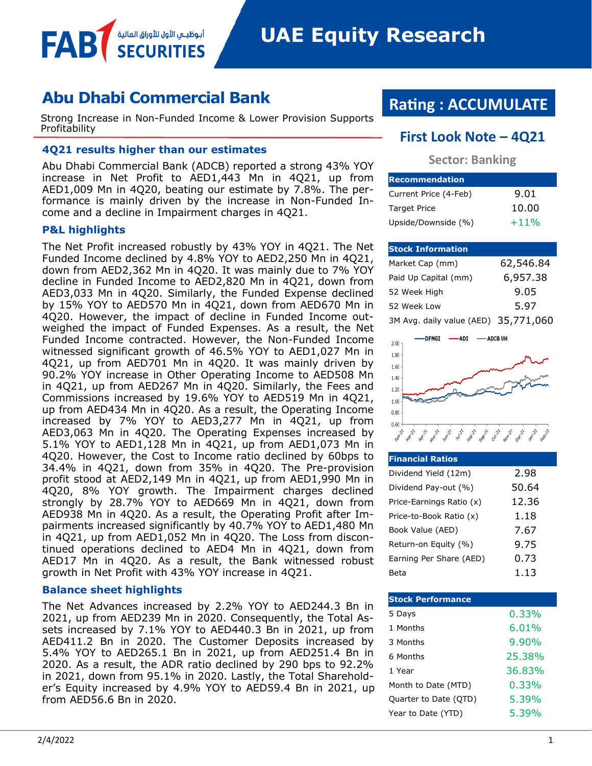# Abu Dhabi Commercial Bank

Strong Increase in Non-Funded Income & Lower Provision Supports Profitability

## Rating : ACCUMULATE

### First Look Note – 4Q21

**Sector: Banking**

| Recommendation | |
|---|---|
| Current Price (4-Feb) | 9.01 |
| Target Price | 10.00 |
| Upside/Downside (%) | +11% |

| Stock Information | |
|---|---|
| Market Cap (mm) | 62,546.84 |
| Paid Up Capital (mm) | 6,957.38 |
| 52 Week High | 9.05 |
| 52 Week Low | 5.97 |
| 3M Avg. daily value (AED) | 35,771,060 |

| Financial Ratios | |
|---|---|
| Dividend Yield (12m) | 2.98 |
| Dividend Pay-out (%) | 50.64 |
| Price-Earnings Ratio (x) | 12.36 |
| Price-to-Book Ratio (x) | 1.18 |
| Book Value (AED) | 7.67 |
| Return-on Equity (%) | 9.75 |
| Earning Per Share (AED) | 0.73 |
| Beta | 1.13 |

| Stock Performance | |
|---|---|
| 5 Days | 0.33% |
| 1 Months | 6.01% |
| 3 Months | 9.90% |
| 6 Months | 25.38% |
| 1 Year | 36.83% |
| Month to Date (MTD) | 0.33% |
| Quarter to Date (QTD) | 5.39% |
| Year to Date (YTD) | 5.39% |

### 4Q21 results higher than our estimates

Abu Dhabi Commercial Bank (ADCB) reported a strong 43% YOY increase in Net Profit to AED1,443 Mn in 4Q21, up from AED1,009 Mn in 4Q20, beating our estimate by 7.8%. The performance is mainly driven by the increase in Non-Funded Income and a decline in Impairment charges in 4Q21.

### P&L highlights

The Net Profit increased robustly by 43% YOY in 4Q21. The Net Funded Income declined by 4.8% YOY to AED2,250 Mn in 4Q21, down from AED2,362 Mn in 4Q20. It was mainly due to 7% YOY decline in Funded Income to AED2,820 Mn in 4Q21, down from AED3,033 Mn in 4Q20. Similarly, the Funded Expense declined by 15% YOY to AED570 Mn in 4Q21, down from AED670 Mn in 4Q20. However, the impact of decline in Funded Income outweighed the impact of Funded Expenses. As a result, the Net Funded Income contracted. However, the Non-Funded Income witnessed significant growth of 46.5% YOY to AED1,027 Mn in 4Q21, up from AED701 Mn in 4Q20. It was mainly driven by 90.2% YOY increase in Other Operating Income to AED508 Mn in 4Q21, up from AED267 Mn in 4Q20. Similarly, the Fees and Commissions increased by 19.6% YOY to AED519 Mn in 4Q21, up from AED434 Mn in 4Q20. As a result, the Operating Income increased by 7% YOY to AED3,277 Mn in 4Q21, up from AED3,063 Mn in 4Q20. The Operating Expenses increased by 5.1% YOY to AED1,128 Mn in 4Q21, up from AED1,073 Mn in 4Q20. However, the Cost to Income ratio declined by 60bps to 34.4% in 4Q21, down from 35% in 4Q20. The Pre-provision profit stood at AED2,149 Mn in 4Q21, up from AED1,990 Mn in 4Q20, 8% YOY growth. The Impairment charges declined strongly by 28.7% YOY to AED669 Mn in 4Q21, down from AED938 Mn in 4Q20. As a result, the Operating Profit after Impairments increased significantly by 40.7% YOY to AED1,480 Mn in 4Q21, up from AED1,052 Mn in 4Q20. The Loss from discontinued operations declined to AED4 Mn in 4Q21, down from AED17 Mn in 4Q20. As a result, the Bank witnessed robust growth in Net Profit with 43% YOY increase in 4Q21.

### Balance sheet highlights

The Net Advances increased by 2.2% YOY to AED244.3 Bn in 2021, up from AED239 Mn in 2020. Consequently, the Total Assets increased by 7.1% YOY to AED440.3 Bn in 2021, up from AED411.2 Bn in 2020. The Customer Deposits increased by 5.4% YOY to AED265.1 Bn in 2021, up from AED251.4 Bn in 2020. As a result, the ADR ratio declined by 290 bps to 92.2% in 2021, down from 95.1% in 2020. Lastly, the Total Shareholder's Equity increased by 4.9% YOY to AED59.4 Bn in 2021, up from AED56.6 Bn in 2020.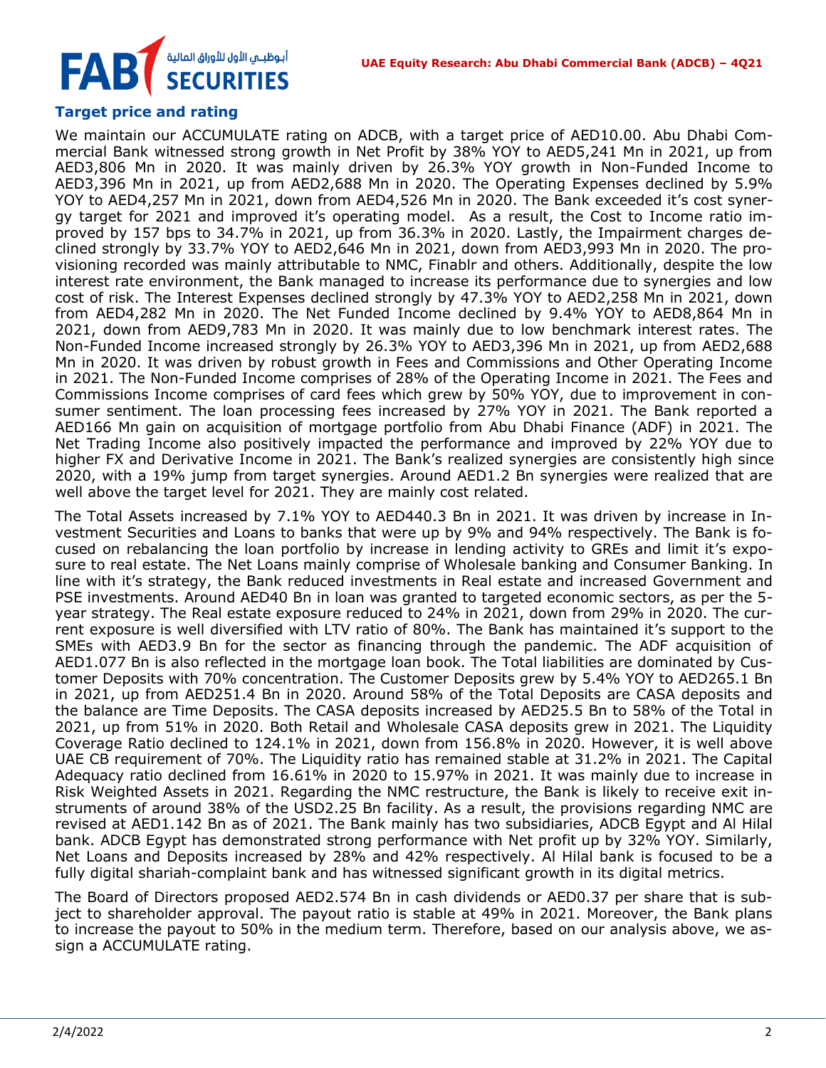## Target price and rating

We maintain our ACCUMULATE rating on ADCB, with a target price of AED10.00. Abu Dhabi Commercial Bank witnessed strong growth in Net Profit by 38% YOY to AED5,241 Mn in 2021, up from AED3,806 Mn in 2020. It was mainly driven by 26.3% YOY growth in Non-Funded Income to AED3,396 Mn in 2021, up from AED2,688 Mn in 2020. The Operating Expenses declined by 5.9% YOY to AED4,257 Mn in 2021, down from AED4,526 Mn in 2020. The Bank exceeded it's cost synergy target for 2021 and improved it's operating model. As a result, the Cost to Income ratio improved by 157 bps to 34.7% in 2021, up from 36.3% in 2020. Lastly, the Impairment charges declined strongly by 33.7% YOY to AED2,646 Mn in 2021, down from AED3,993 Mn in 2020. The provisioning recorded was mainly attributable to NMC, Finablr and others. Additionally, despite the low interest rate environment, the Bank managed to increase its performance due to synergies and low cost of risk. The Interest Expenses declined strongly by 47.3% YOY to AED2,258 Mn in 2021, down from AED4,282 Mn in 2020. The Net Funded Income declined by 9.4% YOY to AED8,864 Mn in 2021, down from AED9,783 Mn in 2020. It was mainly due to low benchmark interest rates. The Non-Funded Income increased strongly by 26.3% YOY to AED3,396 Mn in 2021, up from AED2,688 Mn in 2020. It was driven by robust growth in Fees and Commissions and Other Operating Income in 2021. The Non-Funded Income comprises of 28% of the Operating Income in 2021. The Fees and Commissions Income comprises of card fees which grew by 50% YOY, due to improvement in consumer sentiment. The loan processing fees increased by 27% YOY in 2021. The Bank reported a AED166 Mn gain on acquisition of mortgage portfolio from Abu Dhabi Finance (ADF) in 2021. The Net Trading Income also positively impacted the performance and improved by 22% YOY due to higher FX and Derivative Income in 2021. The Bank's realized synergies are consistently high since 2020, with a 19% jump from target synergies. Around AED1.2 Bn synergies were realized that are well above the target level for 2021. They are mainly cost related.

The Total Assets increased by 7.1% YOY to AED440.3 Bn in 2021. It was driven by increase in Investment Securities and Loans to banks that were up by 9% and 94% respectively. The Bank is focused on rebalancing the loan portfolio by increase in lending activity to GREs and limit it's exposure to real estate. The Net Loans mainly comprise of Wholesale banking and Consumer Banking. In line with it's strategy, the Bank reduced investments in Real estate and increased Government and PSE investments. Around AED40 Bn in loan was granted to targeted economic sectors, as per the 5-year strategy. The Real estate exposure reduced to 24% in 2021, down from 29% in 2020. The current exposure is well diversified with LTV ratio of 80%. The Bank has maintained it's support to the SMEs with AED3.9 Bn for the sector as financing through the pandemic. The ADF acquisition of AED1.077 Bn is also reflected in the mortgage loan book. The Total liabilities are dominated by Customer Deposits with 70% concentration. The Customer Deposits grew by 5.4% YOY to AED265.1 Bn in 2021, up from AED251.4 Bn in 2020. Around 58% of the Total Deposits are CASA deposits and the balance are Time Deposits. The CASA deposits increased by AED25.5 Bn to 58% of the Total in 2021, up from 51% in 2020. Both Retail and Wholesale CASA deposits grew in 2021. The Liquidity Coverage Ratio declined to 124.1% in 2021, down from 156.8% in 2020. However, it is well above UAE CB requirement of 70%. The Liquidity ratio has remained stable at 31.2% in 2021. The Capital Adequacy ratio declined from 16.61% in 2020 to 15.97% in 2021. It was mainly due to increase in Risk Weighted Assets in 2021. Regarding the NMC restructure, the Bank is likely to receive exit instruments of around 38% of the USD2.25 Bn facility. As a result, the provisions regarding NMC are revised at AED1.142 Bn as of 2021. The Bank mainly has two subsidiaries, ADCB Egypt and Al Hilal bank. ADCB Egypt has demonstrated strong performance with Net profit up by 32% YOY. Similarly, Net Loans and Deposits increased by 28% and 42% respectively. Al Hilal bank is focused to be a fully digital shariah-complaint bank and has witnessed significant growth in its digital metrics.

The Board of Directors proposed AED2.574 Bn in cash dividends or AED0.37 per share that is subject to shareholder approval. The payout ratio is stable at 49% in 2021. Moreover, the Bank plans to increase the payout to 50% in the medium term. Therefore, based on our analysis above, we assign a ACCUMULATE rating.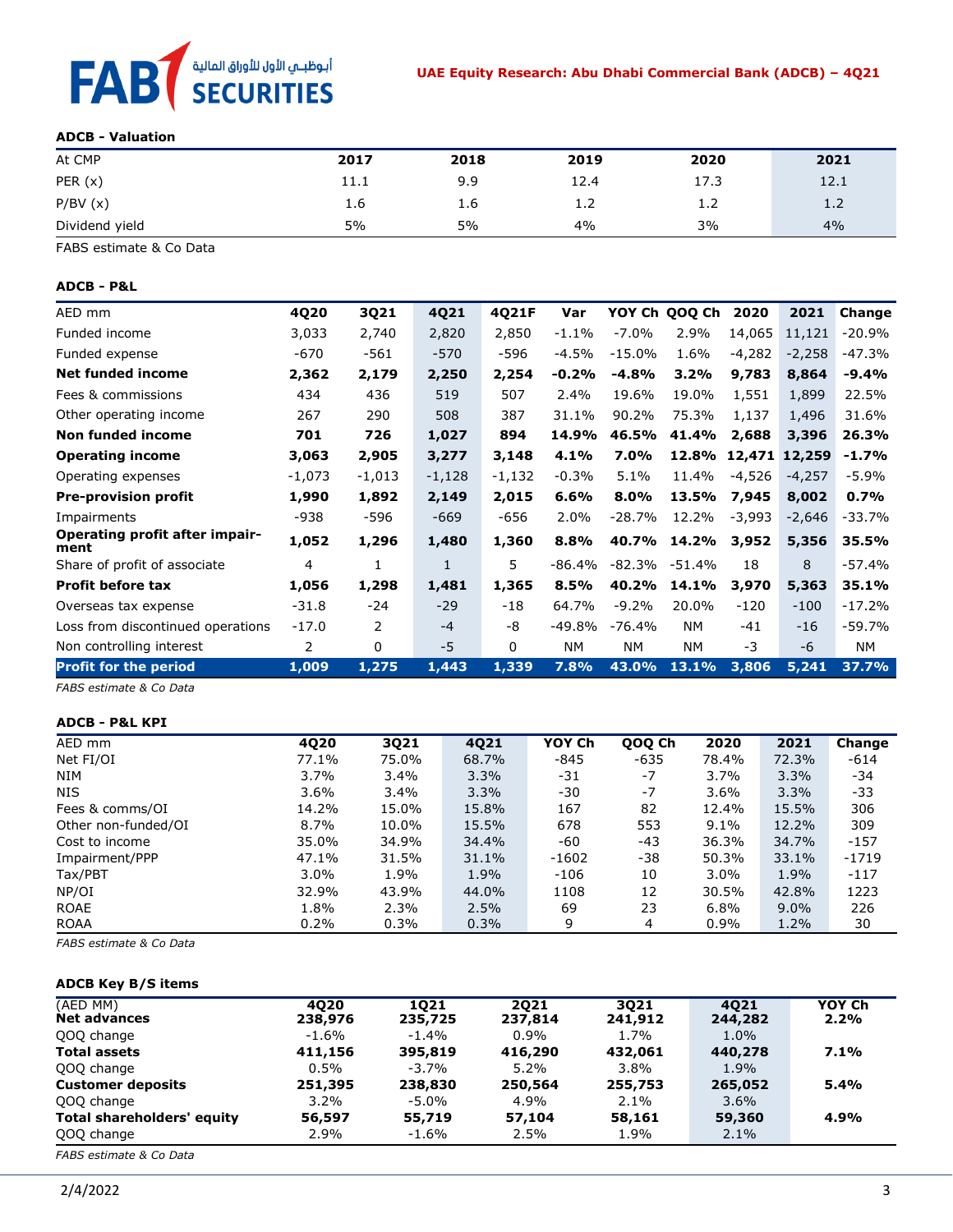### ADCB - Valuation

| At CMP | 2017 | 2018 | 2019 | 2020 | 2021 |
|---|---|---|---|---|---|
| PER (x) | 11.1 | 9.9 | 12.4 | 17.3 | 12.1 |
| P/BV (x) | 1.6 | 1.6 | 1.2 | 1.2 | 1.2 |
| Dividend yield | 5% | 5% | 4% | 3% | 4% |

FABS estimate & Co Data

### ADCB - P&L

| AED mm | 4Q20 | 3Q21 | 4Q21 | 4Q21F | Var | YOY Ch | QOQ Ch | 2020 | 2021 | Change |
|---|---|---|---|---|---|---|---|---|---|---|
| Funded income | 3,033 | 2,740 | 2,820 | 2,850 | -1.1% | -7.0% | 2.9% | 14,065 | 11,121 | -20.9% |
| Funded expense | -670 | -561 | -570 | -596 | -4.5% | -15.0% | 1.6% | -4,282 | -2,258 | -47.3% |
| **Net funded income** | **2,362** | **2,179** | **2,250** | **2,254** | **-0.2%** | **-4.8%** | **3.2%** | **9,783** | **8,864** | **-9.4%** |
| Fees & commissions | 434 | 436 | 519 | 507 | 2.4% | 19.6% | 19.0% | 1,551 | 1,899 | 22.5% |
| Other operating income | 267 | 290 | 508 | 387 | 31.1% | 90.2% | 75.3% | 1,137 | 1,496 | 31.6% |
| **Non funded income** | **701** | **726** | **1,027** | **894** | **14.9%** | **46.5%** | **41.4%** | **2,688** | **3,396** | **26.3%** |
| **Operating income** | **3,063** | **2,905** | **3,277** | **3,148** | **4.1%** | **7.0%** | **12.8%** | **12,471** | **12,259** | **-1.7%** |
| Operating expenses | -1,073 | -1,013 | -1,128 | -1,132 | -0.3% | 5.1% | 11.4% | -4,526 | -4,257 | -5.9% |
| **Pre-provision profit** | **1,990** | **1,892** | **2,149** | **2,015** | **6.6%** | **8.0%** | **13.5%** | **7,945** | **8,002** | **0.7%** |
| Impairments | -938 | -596 | -669 | -656 | 2.0% | -28.7% | 12.2% | -3,993 | -2,646 | -33.7% |
| **Operating profit after impairment** | **1,052** | **1,296** | **1,480** | **1,360** | **8.8%** | **40.7%** | **14.2%** | **3,952** | **5,356** | **35.5%** |
| Share of profit of associate | 4 | 1 | 1 | 5 | -86.4% | -82.3% | -51.4% | 18 | 8 | -57.4% |
| **Profit before tax** | **1,056** | **1,298** | **1,481** | **1,365** | **8.5%** | **40.2%** | **14.1%** | **3,970** | **5,363** | **35.1%** |
| Overseas tax expense | -31.8 | -24 | -29 | -18 | 64.7% | -9.2% | 20.0% | -120 | -100 | -17.2% |
| Loss from discontinued operations | -17.0 | 2 | -4 | -8 | -49.8% | -76.4% | NM | -41 | -16 | -59.7% |
| Non controlling interest | 2 | 0 | -5 | 0 | NM | NM | NM | -3 | -6 | NM |
| **Profit for the period** | **1,009** | **1,275** | **1,443** | **1,339** | **7.8%** | **43.0%** | **13.1%** | **3,806** | **5,241** | **37.7%** |

*FABS estimate & Co Data*

### ADCB - P&L KPI

| AED mm | 4Q20 | 3Q21 | 4Q21 | YOY Ch | QOQ Ch | 2020 | 2021 | Change |
|---|---|---|---|---|---|---|---|---|
| Net FI/OI | 77.1% | 75.0% | 68.7% | -845 | -635 | 78.4% | 72.3% | -614 |
| NIM | 3.7% | 3.4% | 3.3% | -31 | -7 | 3.7% | 3.3% | -34 |
| NIS | 3.6% | 3.4% | 3.3% | -30 | -7 | 3.6% | 3.3% | -33 |
| Fees & comms/OI | 14.2% | 15.0% | 15.8% | 167 | 82 | 12.4% | 15.5% | 306 |
| Other non-funded/OI | 8.7% | 10.0% | 15.5% | 678 | 553 | 9.1% | 12.2% | 309 |
| Cost to income | 35.0% | 34.9% | 34.4% | -60 | -43 | 36.3% | 34.7% | -157 |
| Impairment/PPP | 47.1% | 31.5% | 31.1% | -1602 | -38 | 50.3% | 33.1% | -1719 |
| Tax/PBT | 3.0% | 1.9% | 1.9% | -106 | 10 | 3.0% | 1.9% | -117 |
| NP/OI | 32.9% | 43.9% | 44.0% | 1108 | 12 | 30.5% | 42.8% | 1223 |
| ROAE | 1.8% | 2.3% | 2.5% | 69 | 23 | 6.8% | 9.0% | 226 |
| ROAA | 0.2% | 0.3% | 0.3% | 9 | 4 | 0.9% | 1.2% | 30 |

*FABS estimate & Co Data*

### ADCB Key B/S items

| (AED MM) | 4Q20 | 1Q21 | 2Q21 | 3Q21 | 4Q21 | YOY Ch |
|---|---|---|---|---|---|---|
| **Net advances** | **238,976** | **235,725** | **237,814** | **241,912** | **244,282** | **2.2%** |
| QOQ change | -1.6% | -1.4% | 0.9% | 1.7% | 1.0% | |
| **Total assets** | **411,156** | **395,819** | **416,290** | **432,061** | **440,278** | **7.1%** |
| QOQ change | 0.5% | -3.7% | 5.2% | 3.8% | 1.9% | |
| **Customer deposits** | **251,395** | **238,830** | **250,564** | **255,753** | **265,052** | **5.4%** |
| QOQ change | 3.2% | -5.0% | 4.9% | 2.1% | 3.6% | |
| **Total shareholders' equity** | **56,597** | **55,719** | **57,104** | **58,161** | **59,360** | **4.9%** |
| QOQ change | 2.9% | -1.6% | 2.5% | 1.9% | 2.1% | |

*FABS estimate & Co Data*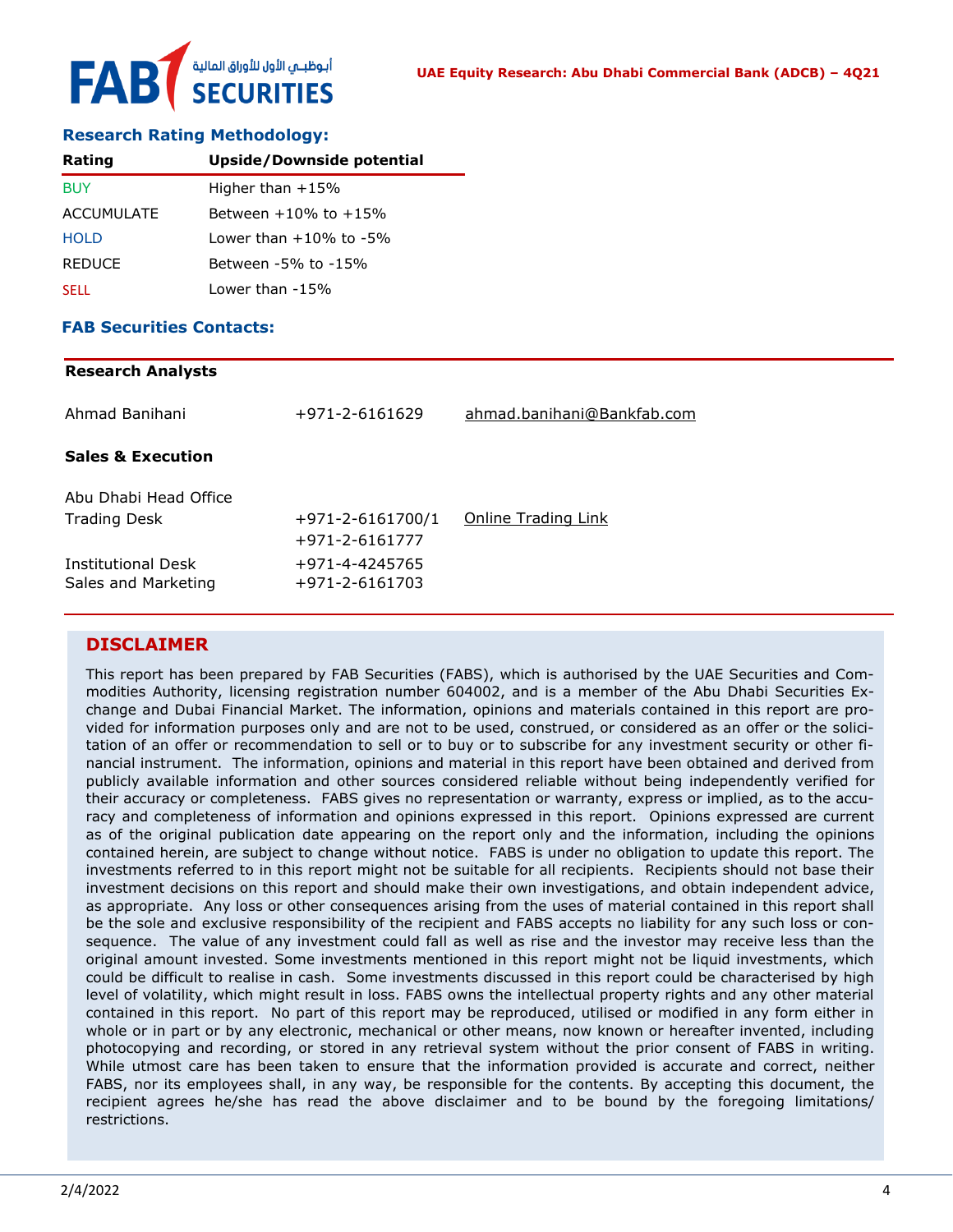### Research Rating Methodology:

| Rating | Upside/Downside potential |
|---|---|
| BUY | Higher than +15% |
| ACCUMULATE | Between +10% to +15% |
| HOLD | Lower than +10% to -5% |
| REDUCE | Between -5% to -15% |
| SELL | Lower than -15% |

### FAB Securities Contacts:

**Research Analysts**

| | | |
|---|---|---|
| Ahmad Banihani | +971-2-6161629 | ahmad.banihani@Bankfab.com |

**Sales & Execution**

| | | |
|---|---|---|
| Abu Dhabi Head Office | | |
| Trading Desk | +971-2-6161700/1<br>+971-2-6161777 | Online Trading Link |
| Institutional Desk | +971-4-4245765 | |
| Sales and Marketing | +971-2-6161703 | |

## DISCLAIMER

This report has been prepared by FAB Securities (FABS), which is authorised by the UAE Securities and Commodities Authority, licensing registration number 604002, and is a member of the Abu Dhabi Securities Exchange and Dubai Financial Market. The information, opinions and materials contained in this report are provided for information purposes only and are not to be used, construed, or considered as an offer or the solicitation of an offer or recommendation to sell or to buy or to subscribe for any investment security or other financial instrument. The information, opinions and material in this report have been obtained and derived from publicly available information and other sources considered reliable without being independently verified for their accuracy or completeness. FABS gives no representation or warranty, express or implied, as to the accuracy and completeness of information and opinions expressed in this report. Opinions expressed are current as of the original publication date appearing on the report only and the information, including the opinions contained herein, are subject to change without notice. FABS is under no obligation to update this report. The investments referred to in this report might not be suitable for all recipients. Recipients should not base their investment decisions on this report and should make their own investigations, and obtain independent advice, as appropriate. Any loss or other consequences arising from the uses of material contained in this report shall be the sole and exclusive responsibility of the recipient and FABS accepts no liability for any such loss or consequence. The value of any investment could fall as well as rise and the investor may receive less than the original amount invested. Some investments mentioned in this report might not be liquid investments, which could be difficult to realise in cash. Some investments discussed in this report could be characterised by high level of volatility, which might result in loss. FABS owns the intellectual property rights and any other material contained in this report. No part of this report may be reproduced, utilised or modified in any form either in whole or in part or by any electronic, mechanical or other means, now known or hereafter invented, including photocopying and recording, or stored in any retrieval system without the prior consent of FABS in writing. While utmost care has been taken to ensure that the information provided is accurate and correct, neither FABS, nor its employees shall, in any way, be responsible for the contents. By accepting this document, the recipient agrees he/she has read the above disclaimer and to be bound by the foregoing limitations/ restrictions.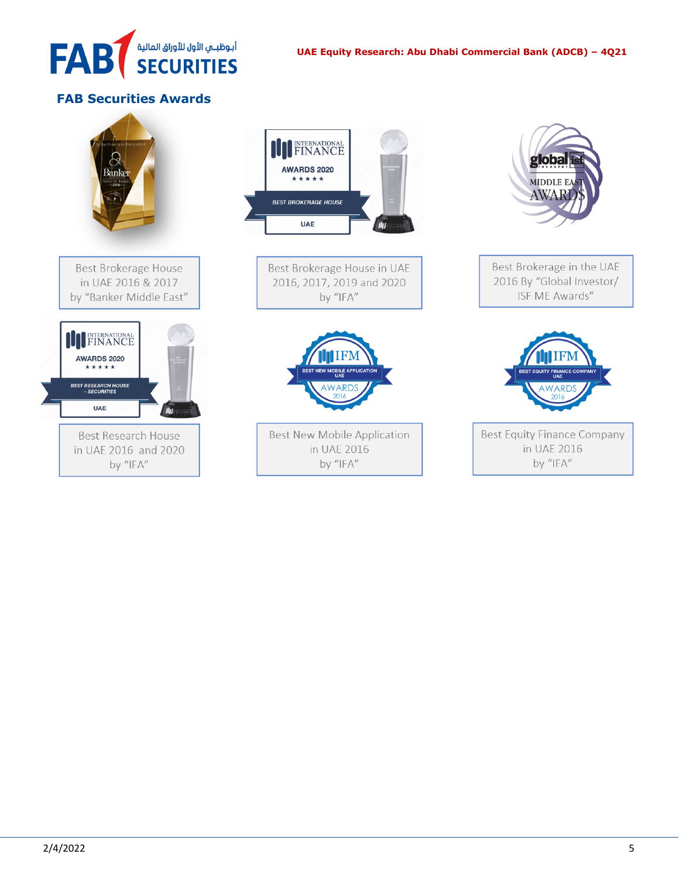## FAB Securities Awards

Best Brokerage House in UAE 2016 & 2017 by "Banker Middle East"

Best Brokerage House in UAE 2016, 2017, 2019 and 2020 by "IFA"

Best Brokerage in the UAE 2016 By "Global Investor/ ISF ME Awards"

Best Research House in UAE 2016 and 2020 by "IFA"

Best New Mobile Application in UAE 2016 by "IFA"

Best Equity Finance Company in UAE 2016 by "IFA"